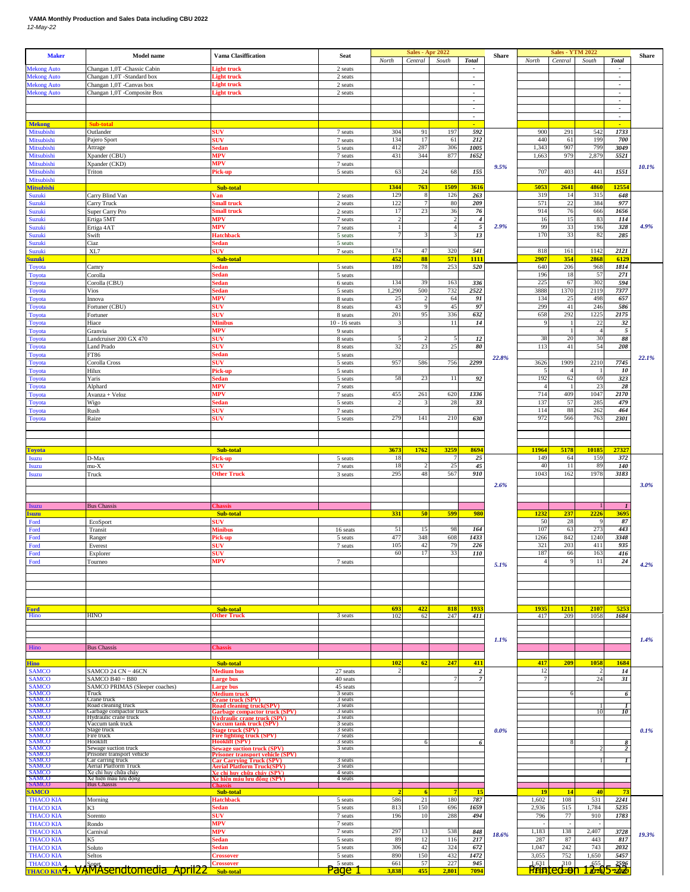**VAMA Monthly Production and Sales Data including CBU 2022**

*12-May-22*

| Maker | Model name | Vama Clasiffication | Seat | Sales - Apr 2022 North | Central | South | Total | Share | Sales - YTM 2022 North | Central | South | Total | Share |
|---|---|---|---|---|---|---|---|---|---|---|---|---|---|
| Mekong Auto | Changan 1,0T -Chassic Cabin | Light truck | 2 seats | | | | - | | | | | - | |
| Mekong Auto | Changan 1,0T -Standard box | Light truck | 2 seats | | | | - | | | | | - | |
| Mekong Auto | Changan 1,0T -Canvas box | Light truck | 2 seats | | | | - | | | | | - | |
| Mekong Auto | Changan 1,0T -Composite Box | Light truck | 2 seats | | | | - | | | | | - | |
| | | | | | | | - | | | | | - | |
| | | | | | | | - | | | | | - | |
| | | | | | | | - | | | | | - | |
| Mekong | Sub-total | | | | | | - | | | | | - | |
| Mitsubishi | Outlander | SUV | 7 seats | 304 | 91 | 197 | 592 | 9.5% | 900 | 291 | 542 | 1733 | 10.1% |
| Mitsubishi | Pajero Sport | SUV | 7 seats | 134 | 17 | 61 | 212 | | 440 | 61 | 199 | 700 | |
| Mitsubishi | Attrage | Sedan | 5 seats | 412 | 287 | 306 | 1005 | | 1,343 | 907 | 799 | 3049 | |
| Mitsubishi | Xpander (CBU) | MPV | 7 seats | 431 | 344 | 877 | 1652 | | 1,663 | 979 | 2,879 | 5521 | |
| Mitsubishi | Xpander (CKD) | MPV | 7 seats | | | | | | | | | | |
| Mitsubishi | Triton | Pick-up | 5 seats | 63 | 24 | 68 | 155 | | 707 | 403 | 441 | 1551 | |
| Mitsubishi | | | | | | | | | | | | | |
| Mitsubishi | | Sub-total | | 1344 | 763 | 1509 | 3616 | | 5053 | 2641 | 4860 | 12554 | |
| Suzuki | Carry Blind Van | Van | 2 seats | 129 | 8 | 126 | 263 | 2.9% | 319 | 14 | 315 | 648 | 4.9% |
| Suzuki | Carry Truck | Small truck | 2 seats | 122 | 7 | 80 | 209 | | 571 | 22 | 384 | 977 | |
| Suzuki | Super Carry Pro | Small truck | 2 seats | 17 | 23 | 36 | 76 | | 914 | 76 | 666 | 1656 | |
| Suzuki | Ertiga 5MT | MPV | 7 seats | 2 | | 2 | 4 | | 16 | 15 | 83 | 114 | |
| Suzuki | Ertiga 4AT | MPV | 7 seats | 1 | | 4 | 5 | | 99 | 33 | 196 | 328 | |
| Suzuki | Swift | Hatchback | 5 seats | 7 | 3 | 3 | 13 | | 170 | 33 | 82 | 285 | |
| Suzuki | Ciaz | Sedan | 5 seats | | | | | | | | | | |
| Suzuki | XL7 | SUV | 7 seats | 174 | 47 | 320 | 541 | | 818 | 161 | 1142 | 2121 | |
| Suzuki | | Sub-total | | 452 | 88 | 571 | 1111 | | 2907 | 354 | 2868 | 6129 | |
| Toyota | Camry | Sedan | 5 seats | 189 | 78 | 253 | 520 | 22.8% | 640 | 206 | 968 | 1814 | 22.1% |
| Toyota | Corolla | Sedan | 5 seats | | | | | | 196 | 18 | 57 | 271 | |
| Toyota | Corolla (CBU) | Sedan | 6 seats | 134 | 39 | 163 | 336 | | 225 | 67 | 302 | 594 | |
| Toyota | Vios | Sedan | 5 seats | 1,290 | 500 | 732 | 2522 | | 3888 | 1370 | 2119 | 7377 | |
| Toyota | Innova | MPV | 8 seats | 25 | 2 | 64 | 91 | | 134 | 25 | 498 | 657 | |
| Toyota | Fortuner (CBU) | SUV | 8 seats | 43 | 9 | 45 | 97 | | 299 | 41 | 246 | 586 | |
| Toyota | Fortuner | SUV | 8 seats | 201 | 95 | 336 | 632 | | 658 | 292 | 1225 | 2175 | |
| Toyota | Hiace | Minibus | 10 - 16 seats | 3 | | 11 | 14 | | 9 | 1 | 22 | 32 | |
| Toyota | Granvia | MPV | 9 seats | | | | | | | 1 | 4 | 5 | |
| Toyota | Landcruiser 200 GX 470 | SUV | 8 seats | 5 | 2 | 5 | 12 | | 38 | 20 | 30 | 88 | |
| Toyota | Land Prado | SUV | 8 seats | 32 | 23 | 25 | 80 | | 113 | 41 | 54 | 208 | |
| Toyota | FT86 | Sedan | 5 seats | | | | | | | | | | |
| Toyota | Corolla Cross | SUV | 5 seats | 957 | 586 | 756 | 2299 | | 3626 | 1909 | 2210 | 7745 | |
| Toyota | Hilux | Pick-up | 5 seats | | | | | | 5 | 4 | 1 | 10 | |
| Toyota | Yaris | Sedan | 5 seats | 58 | 23 | 11 | 92 | | 192 | 62 | 69 | 323 | |
| Toyota | Alphard | MPV | 7 seats | | | | | | 4 | 1 | 23 | 28 | |
| Toyota | Avanza + Veloz | MPV | 7 seats | 455 | 261 | 620 | 1336 | | 714 | 409 | 1047 | 2170 | |
| Toyota | Wigo | Sedan | 5 seats | 2 | 3 | 28 | 33 | | 137 | 57 | 285 | 479 | |
| Toyota | Rush | SUV | 7 seats | | | | | | 114 | 88 | 262 | 464 | |
| Toyota | Raize | SUV | 5 seats | 279 | 141 | 210 | 630 | | 972 | 566 | 763 | 2301 | |
| Toyota | | Sub-total | | 3673 | 1762 | 3259 | 8694 | | 11964 | 5178 | 10185 | 27327 | |
| Isuzu | D-Max | Pick-up | 5 seats | 18 | | 7 | 25 | 2.6% | 149 | 64 | 159 | 372 | 3.0% |
| Isuzu | mu-X | SUV | 7 seats | 18 | 2 | 25 | 45 | | 40 | 11 | 89 | 140 | |
| Isuzu | Truck | Other Truck | 3 seats | 295 | 48 | 567 | 910 | | 1043 | 162 | 1978 | 3183 | |
| Isuzu | Bus Chassis | Chassis | | | | | | | | | 1 | 1 | |
| Isuzu | | Sub-total | | 331 | 50 | 599 | 980 | | 1232 | 237 | 2226 | 3695 | |
| Ford | EcoSport | SUV | | | | | | 5.1% | 50 | 28 | 9 | 87 | 4.2% |
| Ford | Transit | Minibus | 16 seats | 51 | 15 | 98 | 164 | | 107 | 63 | 273 | 443 | |
| Ford | Ranger | Pick-up | 5 seats | 477 | 348 | 608 | 1433 | | 1266 | 842 | 1240 | 3348 | |
| Ford | Everest | SUV | 7 seats | 105 | 42 | 79 | 226 | | 321 | 203 | 411 | 935 | |
| Ford | Explorer | SUV | | 60 | 17 | 33 | 110 | | 187 | 66 | 163 | 416 | |
| Ford | Tourneo | MPV | 7 seats | | | | | | 4 | 9 | 11 | 24 | |
| Ford | | Sub-total | | 693 | 422 | 818 | 1933 | | 1935 | 1211 | 2107 | 5253 | |
| Hino | HINO | Other Truck | 3 seats | 102 | 62 | 247 | 411 | 1.1% | 417 | 209 | 1058 | 1684 | 1.4% |
| Hino | Bus Chassis | Chassis | | | | | | | | | | | |
| Hino | | Sub-total | | 102 | 62 | 247 | 411 | | 417 | 209 | 1058 | 1684 | |
| SAMCO | SAMCO 24 CN ~ 46CN | Medium bus | 27 seats | 2 | | | 2 | 0.0% | 12 | | 2 | 14 | 0.1% |
| SAMCO | SAMCO B40 ~ B80 | Large bus | 40 seats | | | 7 | 7 | | 7 | | 24 | 31 | |
| SAMCO | SAMCO PRIMAS (Sleeper coaches) | Large bus | 45 seats | | | | | | | | | | |
| SAMCO | Truck | Medium truck | 3 seats | | | | | | | 6 | | 6 | |
| SAMCO | Crane truck | Crane truck (SPV) | 3 seats | | | | | | | | | | |
| SAMCO | Road cleaning truck | Road cleaning truck(SPV) | 3 seats | | | | | | | | 1 | 1 | |
| SAMCO | Garbage compactor truck | Garbage compactor truck (SPV) | 3 seats | | | | | | | | 10 | 10 | |
| SAMCO | Hydraulic crane truck | Hydraulic crane truck (SPV) | 3 seats | | | | | | | | | | |
| SAMCO | Vaccum tank truck | Vaccum tank truck (SPV) | 3 seats | | | | | | | | | | |
| SAMCO | Stage truck | Stage truck (SPV) | 3 seats | | | | | | | | | | |
| SAMCO | Fire truck | Fire fighting truck (SPV) | 7 seats | | | | | | | | | | |
| SAMCO | Hooklift | Hooklift (SPV) | 3 seats | | 6 | | 6 | | | 8 | | 8 | |
| SAMCO | Sewage suction truck | Sewage suction truck (SPV) | 3 seats | | | | | | | | 2 | 2 | |
| SAMCO | Prisoner transport vehicle | Prisoner transport vehicle (SPV) | | | | | | | | | | | |
| SAMCO | Car carring truck | Car Carrying Truck (SPV) | 3 seats | | | | | | | | 1 | 1 | |
| SAMCO | Aerial Platform Truck | Aerial Platform Truck(SPV) | 3 seats | | | | | | | | | | |
| SAMCO | Xe chỉ huy chữa cháy | Xe chỉ huy chữa cháy (SPV) | 4 seats | | | | | | | | | | |
| SAMCO | Xe hiến máu lưu động | Xe hiến máu lưu động (SPV) | 4 seats | | | | | | | | | | |
| SAMCO | Bus Chassis | Chassis | | | | | | | | | | | |
| SAMCO | | Sub-total | | 2 | 6 | 7 | 15 | | 19 | 14 | 40 | 73 | |
| THACO KIA | Morning | Hatchback | 5 seats | 586 | 21 | 180 | 787 | 18.6% | 1,602 | 108 | 531 | 2241 | 19.3% |
| THACO KIA | K3 | Sedan | 5 seats | 813 | 150 | 696 | 1659 | | 2,936 | 515 | 1,784 | 5235 | |
| THACO KIA | Sorento | SUV | 7 seats | 196 | 10 | 288 | 494 | | 796 | 77 | 910 | 1783 | |
| THACO KIA | Rondo | MPV | 7 seats | | | | | | - | - | | | |
| THACO KIA | Carnival | MPV | 7 seats | 297 | 13 | 538 | 848 | | 1,183 | 138 | 2,407 | 3728 | |
| THACO KIA | K5 | Sedan | 5 seats | 89 | 12 | 116 | 217 | | 287 | 87 | 443 | 817 | |
| THACO KIA | Soluto | Sedan | 5 seats | 306 | 42 | 324 | 672 | | 1,047 | 242 | 743 | 2032 | |
| THACO KIA | Seltos | Crossover | 5 seats | 890 | 150 | 432 | 1472 | | 3,055 | 752 | 1,650 | 5457 | |
| THACO KIA | Sonet | Crossover | 5 seats | 661 | 57 | 227 | 945 | | 1,631 | 310 | 655 | 2596 | |
| THACO KIA | | Sub-total | | 3,838 | 455 | 2,801 | 7094 | | | | | | |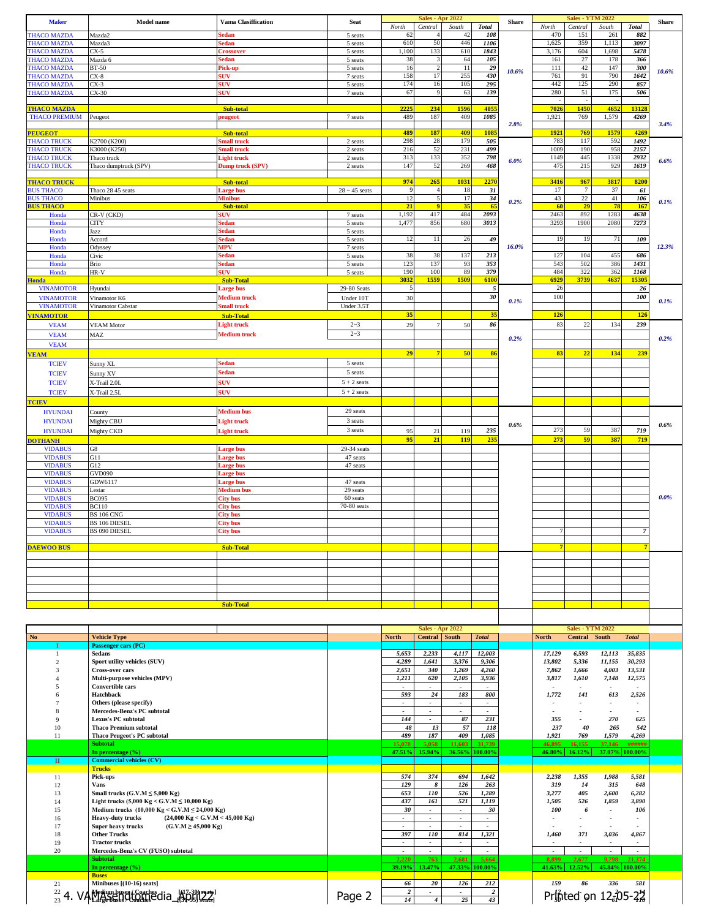| Maker | Model name | Vama Clasiffication | Seat | Sales - Apr 2022 North | Central | South | Total | Share | Sales - YTM 2022 North | Central | South | Total | Share |
|---|---|---|---|---|---|---|---|---|---|---|---|---|---|
| THACO MAZDA | Mazda2 | Sedan | 5 seats | 62 | 4 | 42 | 108 | 10.6% | 470 | 151 | 261 | 882 | 10.6% |
| THACO MAZDA | Mazda3 | Sedan | 5 seats | 610 | 50 | 446 | 1106 | | 1,625 | 359 | 1,113 | 3097 | |
| THACO MAZDA | CX-5 | Crossover | 5 seats | 1,100 | 133 | 610 | 1843 | | 3,176 | 604 | 1,698 | 5478 | |
| THACO MAZDA | Mazda 6 | Sedan | 5 seats | 38 | 3 | 64 | 105 | | 161 | 27 | 178 | 366 | |
| THACO MAZDA | BT-50 | Pick-up | 5 seats | 16 | 2 | 11 | 29 | | 111 | 42 | 147 | 300 | |
| THACO MAZDA | CX-8 | SUV | 7 seats | 158 | 17 | 255 | 430 | | 761 | 91 | 790 | 1642 | |
| THACO MAZDA | CX-3 | SUV | 5 seats | 174 | 16 | 105 | 295 | | 442 | 125 | 290 | 857 | |
| THACO MAZDA | CX-30 | SUV | 7 seats | 67 | 9 | 63 | 139 | | 280 | 51 | 175 | 506 | |
| | | | | | | | | | - | - | - | | |
| THACO MAZDA | | Sub-total | | 2225 | 234 | 1596 | 4055 | | 7026 | 1450 | 4652 | 13128 | |
| THACO PREMIUM | Peugeot | peugeot | 7 seats | 489 | 187 | 409 | 1085 | 2.8% | 1,921 | 769 | 1,579 | 4269 | 3.4% |
| PEUGEOT | | Sub-total | | 489 | 187 | 409 | 1085 | | 1921 | 769 | 1579 | 4269 | |
| THACO TRUCK | K2700 (K200) | Small truck | 2 seats | 298 | 28 | 179 | 505 | 6.0% | 783 | 117 | 592 | 1492 | 6.6% |
| THACO TRUCK | K3000 (K250) | Small truck | 2 seats | 216 | 52 | 231 | 499 | | 1009 | 190 | 958 | 2157 | |
| THACO TRUCK | Thaco truck | Light truck | 2 seats | 313 | 133 | 352 | 798 | | 1149 | 445 | 1338 | 2932 | |
| THACO TRUCK | Thaco dumptruck (SPV) | Dump truck (SPV) | 2 seats | 147 | 52 | 269 | 468 | | 475 | 215 | 929 | 1619 | |
| THACO TRUCK | | Sub-total | | 974 | 265 | 1031 | 2270 | | 3416 | 967 | 3817 | 8200 | |
| BUS THACO | Thaco 28 45 seats | Large bus | 28 ~ 45 seats | 9 | 4 | 18 | 31 | 0.2% | 17 | 7 | 37 | 61 | 0.1% |
| BUS THACO | Minibus | Minibus | | 12 | 5 | 17 | 34 | | 43 | 22 | 41 | 106 | |
| BUS THACO | | Sub-total | | 21 | 9 | 35 | 65 | | 60 | 29 | 78 | 167 | |
| Honda | CR-V (CKD) | SUV | 7 seats | 1,192 | 417 | 484 | 2093 | 16.0% | 2463 | 892 | 1283 | 4638 | 12.3% |
| Honda | CITY | Sedan | 5 seats | 1,477 | 856 | 680 | 3013 | | 3293 | 1900 | 2080 | 7273 | |
| Honda | Jazz | Sedan | 5 seats | | | | | | | | | | |
| Honda | Accord | Sedan | 5 seats | 12 | 11 | 26 | 49 | | 19 | 19 | 71 | 109 | |
| Honda | Odyssey | MPV | 7 seats | | | | | | | | | | |
| Honda | Civic | Sedan | 5 seats | 38 | 38 | 137 | 213 | | 127 | 104 | 455 | 686 | |
| Honda | Brio | Sedan | 5 seats | 123 | 137 | 93 | 353 | | 543 | 502 | 386 | 1431 | |
| Honda | HR-V | SUV | 5 seats | 190 | 100 | 89 | 379 | | 484 | 322 | 362 | 1168 | |
| Honda | | Sub-Total | | 3032 | 1559 | 1509 | 6100 | | 6929 | 3739 | 4637 | 15305 | |
| VINAMOTOR | Hyundai | Large bus | 29-80 Seats | 5 | | | 5 | 0.1% | 26 | | | 26 | 0.1% |
| VINAMOTOR | Vinamotor K6 | Medium truck | Under 10T | 30 | | | 30 | | 100 | | | 100 | |
| VINAMOTOR | Vinamotor Cabstar | Small truck | Under 3.5T | | | | | | | | | | |
| VINAMOTOR | | Sub-Total | | 35 | | | 35 | | 126 | | | 126 | |
| VEAM | VEAM Motor | Light truck | 2~3 | 29 | 7 | 50 | 86 | 0.2% | 83 | 22 | 134 | 239 | 0.2% |
| VEAM | MAZ | Medium truck | 2~3 | | | | | | | | | | |
| VEAM | | | | | | | | | | | | | |
| VEAM | | | | 29 | 7 | 50 | 86 | | 83 | 22 | 134 | 239 | |
| TCIEV | Sunny XL | Sedan | 5 seats | | | | | | | | | | |
| TCIEV | Sunny XV | Sedan | 5 seats | | | | | | | | | | |
| TCIEV | X-Trail 2.0L | SUV | 5 + 2 seats | | | | | | | | | | |
| TCIEV | X-Trail 2.5L | SUV | 5 + 2 seats | | | | | | | | | | |
| TCIEV | | | | | | | | | | | | | |
| HYUNDAI | County | Medium bus | 29 seats | | | | | 0.6% | | | | | 0.6% |
| HYUNDAI | Mighty CBU | Light truck | 3 seats | | | | | | | | | | |
| HYUNDAI | Mighty CKD | Light truck | 3 seats | 95 | 21 | 119 | 235 | | 273 | 59 | 387 | 719 | |
| DOTHANH | | | | 95 | 21 | 119 | 235 | | 273 | 59 | 387 | 719 | |
| VIDABUS | G8 | Large bus | 29-34 seats | | | | | | | | | | 0.0% |
| VIDABUS | G11 | Large bus | 47 seats | | | | | | | | | | |
| VIDABUS | G12 | Large bus | 47 seats | | | | | | | | | | |
| VIDABUS | GVD090 | Large bus | | | | | | | | | | | |
| VIDABUS | GDW6117 | Large bus | 47 seats | | | | | | | | | | |
| VIDABUS | Lestar | Medium bus | 29 seats | | | | | | | | | | |
| VIDABUS | BC095 | City bus | 60 seats | | | | | | | | | | |
| VIDABUS | BC110 | City bus | 70-80 seats | | | | | | | | | | |
| VIDABUS | BS 106 CNG | City bus | | | | | | | | | | | |
| VIDABUS | BS 106 DIESEL | City bus | | | | | | | | | | | |
| VIDABUS | BS 090 DIESEL | City bus | | | | | | | 7 | | | 7 | |
| DAEWOO BUS | | Sub-Total | | | | | | | 7 | | | 7 | |
| | | Sub-Total | | | | | | | | | | | |

| No | Vehicle Type | Sales - Apr 2022 North | Central | South | Total | Sales - YTM 2022 North | Central | South | Total |
|---|---|---|---|---|---|---|---|---|---|
| I | Passenger cars (PC) | | | | | | | | |
| 1 | Sedans | 5,653 | 2,233 | 4,117 | 12,003 | 17,129 | 6,593 | 12,113 | 35,835 |
| 2 | Sport utility vehicles (SUV) | 4,289 | 1,641 | 3,376 | 9,306 | 13,802 | 5,336 | 11,155 | 30,293 |
| 3 | Cross-over cars | 2,651 | 340 | 1,269 | 4,260 | 7,862 | 1,666 | 4,003 | 13,531 |
| 4 | Multi-purpose vehicles (MPV) | 1,211 | 620 | 2,105 | 3,936 | 3,817 | 1,610 | 7,148 | 12,575 |
| 5 | Convertible cars | - | - | - | - | - | - | - | - |
| 6 | Hatchback | 593 | 24 | 183 | 800 | 1,772 | 141 | 613 | 2,526 |
| 7 | Others (please specify) | - | - | - | - | - | - | - | - |
| 8 | Mercedes-Benz's PC subtotal | - | - | - | - | - | - | - | - |
| 9 | Lexus's PC subtotal | 144 | - | 87 | 231 | 355 | - | 270 | 625 |
| 10 | Thaco Premium subtotal | 48 | 13 | 57 | 118 | 237 | 40 | 265 | 542 |
| 11 | Thaco Peugeot's PC subtotal | 489 | 187 | 409 | 1,085 | 1,921 | 769 | 1,579 | 4,269 |
| | Subtotal | 15,078 | 5,058 | 11,603 | 31,739 | 46,895 | 16,155 | 37,146 | ###### |
| | In percentage (%) | 47.51% | 15.94% | 36.56% | 100.00% | 46.80% | 16.12% | 37.07% | 100.00% |
| II | Commercial vehicles (CV) | | | | | | | | |
| | Trucks | | | | | | | | |
| 11 | Pick-ups | 574 | 374 | 694 | 1,642 | 2,238 | 1,355 | 1,988 | 5,581 |
| 12 | Vans | 129 | 8 | 126 | 263 | 319 | 14 | 315 | 648 |
| 13 | Small trucks (G.V.M ≤ 5,000 Kg) | 653 | 110 | 526 | 1,289 | 3,277 | 405 | 2,600 | 6,282 |
| 14 | Light trucks (5,000 Kg < G.V.M ≤ 10,000 Kg) | 437 | 161 | 521 | 1,119 | 1,505 | 526 | 1,859 | 3,890 |
| 15 | Medium trucks (10,000 Kg < G.V.M ≤ 24,000 Kg) | 30 | - | - | 30 | 100 | 6 | - | 106 |
| 16 | Heavy-duty trucks (24,000 Kg < G.V.M < 45,000 Kg) | - | - | - | - | - | - | - | - |
| 17 | Super heavy trucks (G.V.M ≥ 45,000 Kg) | - | - | - | - | - | - | - | - |
| 18 | Other Trucks | 397 | 110 | 814 | 1,321 | 1,460 | 371 | 3,036 | 4,867 |
| 19 | Tractor trucks | - | - | - | - | - | - | - | - |
| 20 | Mercedes-Benz's CV (FUSO) subtotal | - | - | - | - | - | - | - | - |
| | Subtotal | 2,220 | 763 | 2,681 | 5,664 | 8,899 | 2,677 | 9,798 | 21,374 |
| | In percentage (%) | 39.19% | 13.47% | 47.33% | 100.00% | 41.63% | 12.52% | 45.84% | 100.00% |
| | Buses | | | | | | | | |
| 21 | Minibuses [(10-16) seats] | 66 | 20 | 126 | 212 | 159 | 86 | 336 | 581 |
| 22 | Medium buses / Coaches [(17-30) seats] | 2 | - | - | 2 | | | | |
| 23 | Large buses / Coaches [(31-55) seats] | 14 | 4 | 25 | 43 | | | | |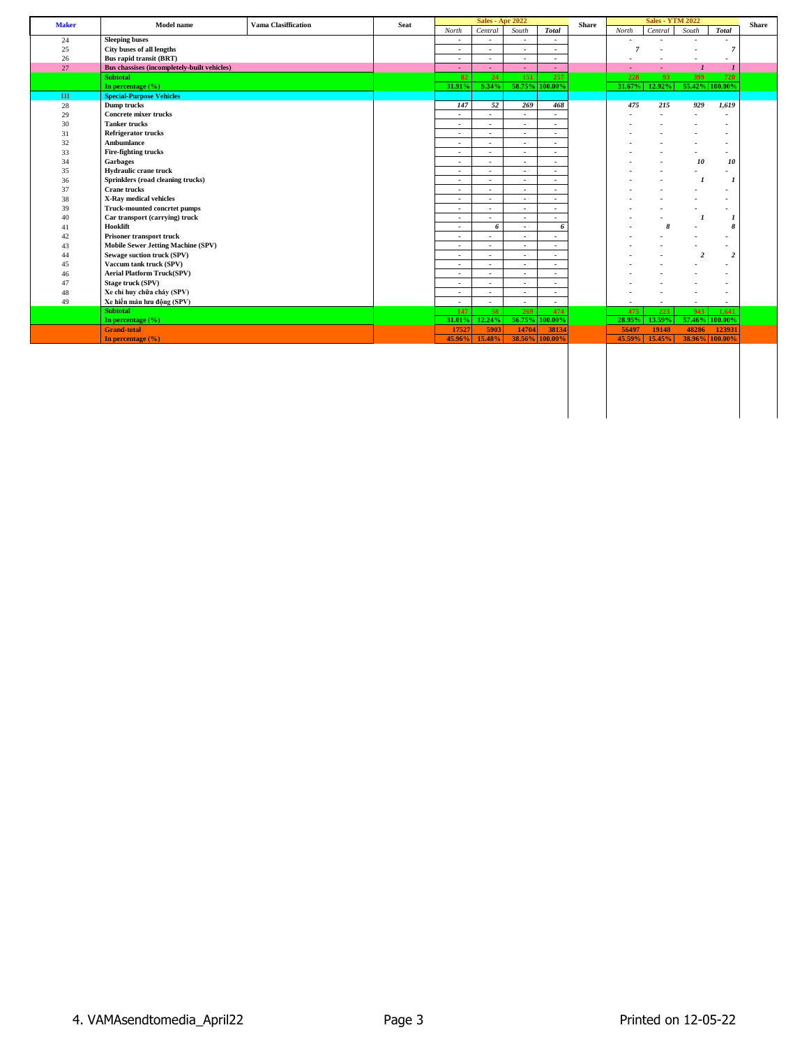| Maker | Model name | Vama Clasiffication | Seat | Sales - Apr 2022 | | | | Share | Sales - YTM 2022 | | | | Share |
|---|---|---|---|---|---|---|---|---|---|---|---|---|---|
| | | | | North | Central | South | Total | | North | Central | South | Total | |
| 24 | Sleeping buses | | | - | - | - | - | | - | - | - | - | |
| 25 | City buses of all lengths | | | - | - | - | - | | 7 | - | - | 7 | |
| 26 | Bus rapid transit (BRT) | | | - | - | - | - | | - | - | - | - | |
| 27 | Bus chassises (incompletely-built vehicles) | | | - | - | - | - | | - | - | 1 | 1 | |
| | Subtotal | | | 82 | 24 | 151 | 257 | | 228 | 93 | 399 | 720 | |
| | In percentage (%) | | | 31.91% | 9.34% | 58.75% | 100.00% | | 31.67% | 12.92% | 55.42% | 100.00% | |
| III | Special-Purpose Vehicles | | | | | | | | | | | | |
| 28 | Dump trucks | | | 147 | 52 | 269 | 468 | | 475 | 215 | 929 | 1,619 | |
| 29 | Concrete mixer trucks | | | - | - | - | - | | - | - | - | - | |
| 30 | Tanker trucks | | | - | - | - | - | | - | - | - | - | |
| 31 | Refrigerator trucks | | | - | - | - | - | | - | - | - | - | |
| 32 | Ambumlance | | | - | - | - | - | | - | - | - | - | |
| 33 | Fire-fighting trucks | | | - | - | - | - | | - | - | - | - | |
| 34 | Garbages | | | - | - | - | - | | - | - | 10 | 10 | |
| 35 | Hydraulic crane truck | | | - | - | - | - | | - | - | - | - | |
| 36 | Sprinklers (road cleaning trucks) | | | - | - | - | - | | - | - | 1 | 1 | |
| 37 | Crane trucks | | | - | - | - | - | | - | - | - | - | |
| 38 | X-Ray medical vehicles | | | - | - | - | - | | - | - | - | - | |
| 39 | Truck-mounted concrtet pumps | | | - | - | - | - | | - | - | - | - | |
| 40 | Car transport (carrying) truck | | | - | - | - | - | | - | - | 1 | 1 | |
| 41 | Hooklift | | | - | 6 | - | 6 | | - | 8 | - | 8 | |
| 42 | Prisoner transport truck | | | - | - | - | - | | - | - | - | - | |
| 43 | Mobile Sewer Jetting Machine (SPV) | | | - | - | - | - | | - | - | - | - | |
| 44 | Sewage suction truck (SPV) | | | - | - | - | - | | - | - | 2 | 2 | |
| 45 | Vaccum tank truck (SPV) | | | - | - | - | - | | - | - | - | - | |
| 46 | Aerial Platform Truck(SPV) | | | - | - | - | - | | - | - | - | - | |
| 47 | Stage truck (SPV) | | | - | - | - | - | | - | - | - | - | |
| 48 | Xe chỉ huy chữa cháy (SPV) | | | - | - | - | - | | - | - | - | - | |
| 49 | Xe hiến máu lưu động (SPV) | | | - | - | - | - | | - | - | - | - | |
| | Subtotal | | | 147 | 58 | 269 | 474 | | 475 | 223 | 943 | 1,641 | |
| | In percentage (%) | | | 31.01% | 12.24% | 56.75% | 100.00% | | 28.95% | 13.59% | 57.46% | 100.00% | |
| | Grand-total | | | 17527 | 5903 | 14704 | 38134 | | 56497 | 19148 | 48286 | 123931 | |
| | In percentage (%) | | | 45.96% | 15.48% | 38.56% | 100.00% | | 45.59% | 15.45% | 38.96% | 100.00% | |